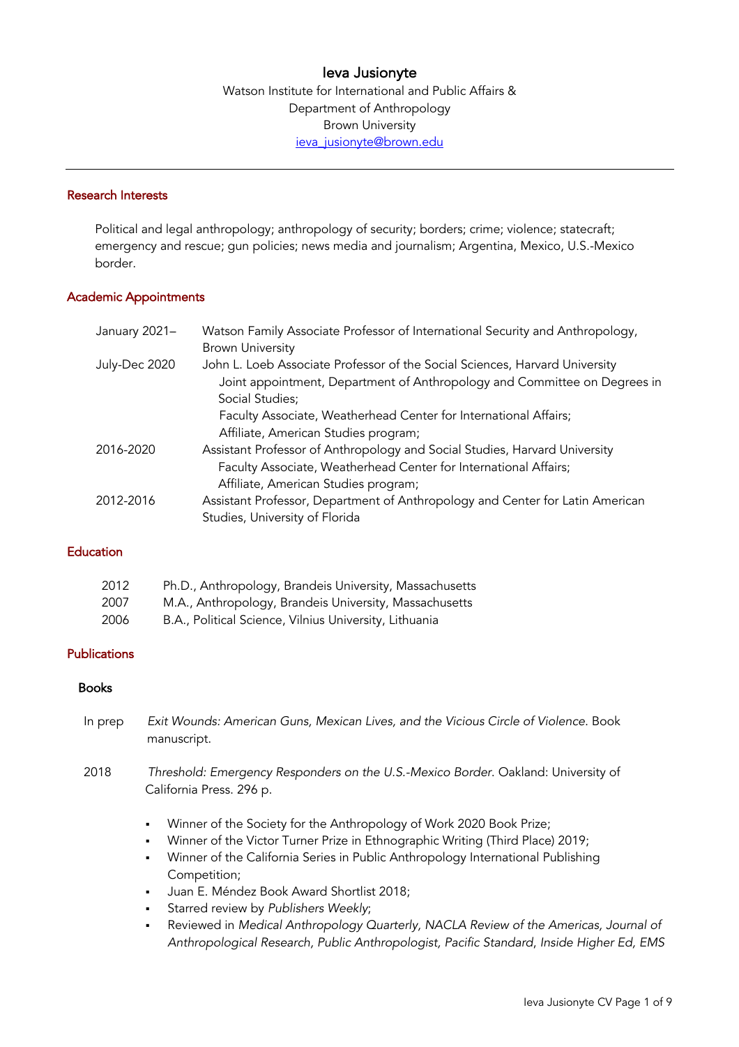# Ieva Jusionyte

Watson Institute for International and Public Affairs &
Department of Anthropology
Brown University
ieva_jusionyte@brown.edu

---

## Research Interests

Political and legal anthropology; anthropology of security; borders; crime; violence; statecraft; emergency and rescue; gun policies; news media and journalism; Argentina, Mexico, U.S.-Mexico border.

## Academic Appointments

| | |
|---|---|
| January 2021– | Watson Family Associate Professor of International Security and Anthropology, Brown University |
| July-Dec 2020 | John L. Loeb Associate Professor of the Social Sciences, Harvard University<br>Joint appointment, Department of Anthropology and Committee on Degrees in Social Studies;<br>Faculty Associate, Weatherhead Center for International Affairs;<br>Affiliate, American Studies program; |
| 2016-2020 | Assistant Professor of Anthropology and Social Studies, Harvard University<br>Faculty Associate, Weatherhead Center for International Affairs;<br>Affiliate, American Studies program; |
| 2012-2016 | Assistant Professor, Department of Anthropology and Center for Latin American Studies, University of Florida |

## Education

| | |
|---|---|
| 2012 | Ph.D., Anthropology, Brandeis University, Massachusetts |
| 2007 | M.A., Anthropology, Brandeis University, Massachusetts |
| 2006 | B.A., Political Science, Vilnius University, Lithuania |

## Publications

### Books

In prep *Exit Wounds: American Guns, Mexican Lives, and the Vicious Circle of Violence*. Book manuscript.

2018 *Threshold: Emergency Responders on the U.S.-Mexico Border*. Oakland: University of California Press. 296 p.

- Winner of the Society for the Anthropology of Work 2020 Book Prize;
- Winner of the Victor Turner Prize in Ethnographic Writing (Third Place) 2019;
- Winner of the California Series in Public Anthropology International Publishing Competition;
- Juan E. Méndez Book Award Shortlist 2018;
- Starred review by *Publishers Weekly*;
- Reviewed in *Medical Anthropology Quarterly, NACLA Review of the Americas, Journal of Anthropological Research, Public Anthropologist, Pacific Standard, Inside Higher Ed, EMS*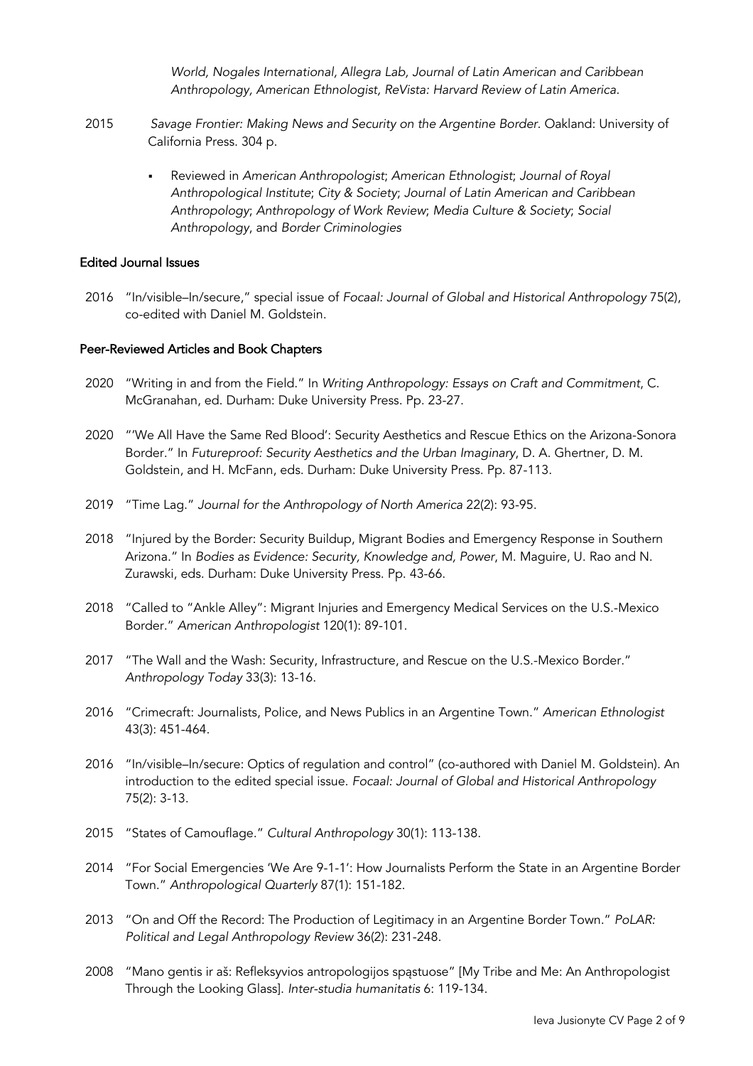*World, Nogales International, Allegra Lab, Journal of Latin American and Caribbean Anthropology, American Ethnologist, ReVista: Harvard Review of Latin America.*

2015 *Savage Frontier: Making News and Security on the Argentine Border.* Oakland: University of California Press. 304 p.

- Reviewed in *American Anthropologist*; *American Ethnologist*; *Journal of Royal Anthropological Institute*; *City & Society*; *Journal of Latin American and Caribbean Anthropology*; *Anthropology of Work Review*; *Media Culture & Society*; *Social Anthropology*, and *Border Criminologies*

### Edited Journal Issues

2016 "In/visible–In/secure," special issue of *Focaal: Journal of Global and Historical Anthropology* 75(2), co-edited with Daniel M. Goldstein.

### Peer-Reviewed Articles and Book Chapters

2020 "Writing in and from the Field." In *Writing Anthropology: Essays on Craft and Commitment*, C. McGranahan, ed. Durham: Duke University Press. Pp. 23-27.

2020 "'We All Have the Same Red Blood': Security Aesthetics and Rescue Ethics on the Arizona-Sonora Border." In *Futureproof: Security Aesthetics and the Urban Imaginary*, D. A. Ghertner, D. M. Goldstein, and H. McFann, eds. Durham: Duke University Press. Pp. 87-113.

2019 "Time Lag." *Journal for the Anthropology of North America* 22(2): 93-95.

2018 "Injured by the Border: Security Buildup, Migrant Bodies and Emergency Response in Southern Arizona." In *Bodies as Evidence: Security, Knowledge and, Power*, M. Maguire, U. Rao and N. Zurawski, eds. Durham: Duke University Press. Pp. 43-66.

2018 "Called to "Ankle Alley": Migrant Injuries and Emergency Medical Services on the U.S.-Mexico Border." *American Anthropologist* 120(1): 89-101.

2017 "The Wall and the Wash: Security, Infrastructure, and Rescue on the U.S.-Mexico Border." *Anthropology Today* 33(3): 13-16.

2016 "Crimecraft: Journalists, Police, and News Publics in an Argentine Town." *American Ethnologist* 43(3): 451-464.

2016 "In/visible–In/secure: Optics of regulation and control" (co-authored with Daniel M. Goldstein). An introduction to the edited special issue. *Focaal: Journal of Global and Historical Anthropology* 75(2): 3-13.

2015 "States of Camouflage." *Cultural Anthropology* 30(1): 113-138.

2014 "For Social Emergencies 'We Are 9-1-1': How Journalists Perform the State in an Argentine Border Town." *Anthropological Quarterly* 87(1): 151-182.

2013 "On and Off the Record: The Production of Legitimacy in an Argentine Border Town." *PoLAR: Political and Legal Anthropology Review* 36(2): 231-248.

2008 "Mano gentis ir aš: Refleksyvios antropologijos spąstuose" [My Tribe and Me: An Anthropologist Through the Looking Glass]. *Inter-studia humanitatis* 6: 119-134.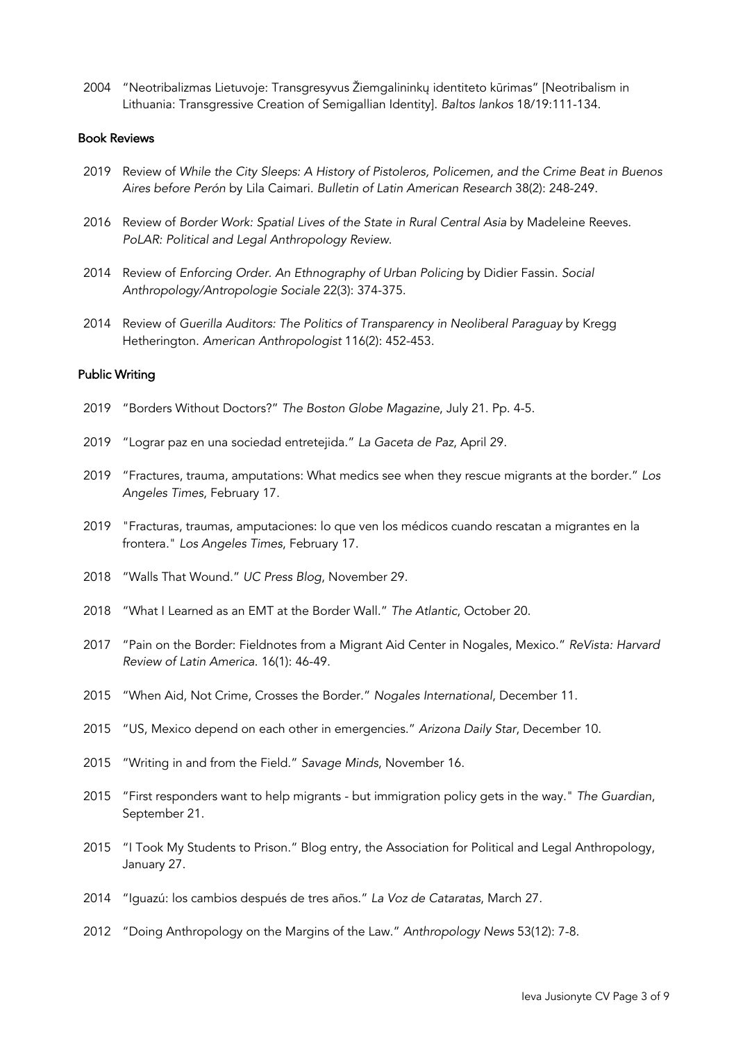2004 "Neotribalizmas Lietuvoje: Transgresyvus Žiemgalininkų identiteto kūrimas" [Neotribalism in Lithuania: Transgressive Creation of Semigallian Identity]. *Baltos lankos* 18/19:111-134.

### Book Reviews

2019 Review of *While the City Sleeps: A History of Pistoleros, Policemen, and the Crime Beat in Buenos Aires before Perón* by Lila Caimari. *Bulletin of Latin American Research* 38(2): 248-249.

2016 Review of *Border Work: Spatial Lives of the State in Rural Central Asia* by Madeleine Reeves. *PoLAR: Political and Legal Anthropology Review*.

2014 Review of *Enforcing Order. An Ethnography of Urban Policing* by Didier Fassin. *Social Anthropology/Antropologie Sociale* 22(3): 374-375.

2014 Review of *Guerilla Auditors: The Politics of Transparency in Neoliberal Paraguay* by Kregg Hetherington. *American Anthropologist* 116(2): 452-453.

### Public Writing

2019 "Borders Without Doctors?" *The Boston Globe Magazine*, July 21. Pp. 4-5.

2019 "Lograr paz en una sociedad entretejida." *La Gaceta de Paz*, April 29.

2019 "Fractures, trauma, amputations: What medics see when they rescue migrants at the border." *Los Angeles Times*, February 17.

2019 "Fracturas, traumas, amputaciones: lo que ven los médicos cuando rescatan a migrantes en la frontera." *Los Angeles Times*, February 17.

2018 "Walls That Wound." *UC Press Blog*, November 29.

2018 "What I Learned as an EMT at the Border Wall." *The Atlantic*, October 20.

2017 "Pain on the Border: Fieldnotes from a Migrant Aid Center in Nogales, Mexico." *ReVista: Harvard Review of Latin America*. 16(1): 46-49.

2015 "When Aid, Not Crime, Crosses the Border." *Nogales International*, December 11.

2015 "US, Mexico depend on each other in emergencies." *Arizona Daily Star*, December 10.

2015 "Writing in and from the Field." *Savage Minds*, November 16.

2015 "First responders want to help migrants - but immigration policy gets in the way." *The Guardian*, September 21.

2015 "I Took My Students to Prison." Blog entry, the Association for Political and Legal Anthropology, January 27.

2014 "Iguazú: los cambios después de tres años." *La Voz de Cataratas*, March 27.

2012 "Doing Anthropology on the Margins of the Law." *Anthropology News* 53(12): 7-8.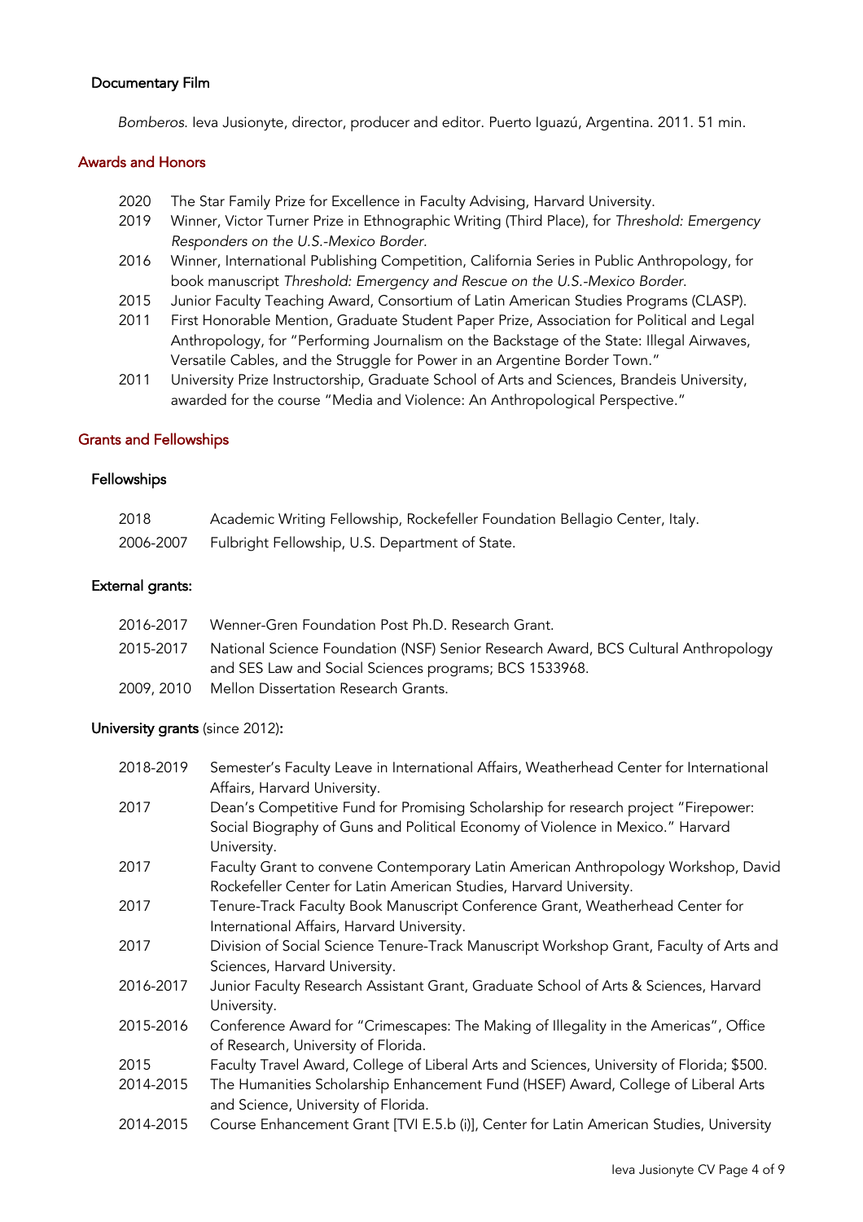### Documentary Film

*Bomberos.* Ieva Jusionyte, director, producer and editor. Puerto Iguazú, Argentina. 2011. 51 min.

## Awards and Honors

- 2020 The Star Family Prize for Excellence in Faculty Advising, Harvard University.
- 2019 Winner, Victor Turner Prize in Ethnographic Writing (Third Place), for *Threshold: Emergency Responders on the U.S.-Mexico Border*.
- 2016 Winner, International Publishing Competition, California Series in Public Anthropology, for book manuscript *Threshold: Emergency and Rescue on the U.S.-Mexico Border*.
- 2015 Junior Faculty Teaching Award, Consortium of Latin American Studies Programs (CLASP).
- 2011 First Honorable Mention, Graduate Student Paper Prize, Association for Political and Legal Anthropology, for "Performing Journalism on the Backstage of the State: Illegal Airwaves, Versatile Cables, and the Struggle for Power in an Argentine Border Town."
- 2011 University Prize Instructorship, Graduate School of Arts and Sciences, Brandeis University, awarded for the course "Media and Violence: An Anthropological Perspective."

## Grants and Fellowships

### Fellowships

| | |
|---|---|
| 2018 | Academic Writing Fellowship, Rockefeller Foundation Bellagio Center, Italy. |
| 2006-2007 | Fulbright Fellowship, U.S. Department of State. |

### External grants:

| | |
|---|---|
| 2016-2017 | Wenner-Gren Foundation Post Ph.D. Research Grant. |
| 2015-2017 | National Science Foundation (NSF) Senior Research Award, BCS Cultural Anthropology and SES Law and Social Sciences programs; BCS 1533968. |
| 2009, 2010 | Mellon Dissertation Research Grants. |

### **University grants** (since 2012):

| | |
|---|---|
| 2018-2019 | Semester's Faculty Leave in International Affairs, Weatherhead Center for International Affairs, Harvard University. |
| 2017 | Dean's Competitive Fund for Promising Scholarship for research project "Firepower: Social Biography of Guns and Political Economy of Violence in Mexico." Harvard University. |
| 2017 | Faculty Grant to convene Contemporary Latin American Anthropology Workshop, David Rockefeller Center for Latin American Studies, Harvard University. |
| 2017 | Tenure-Track Faculty Book Manuscript Conference Grant, Weatherhead Center for International Affairs, Harvard University. |
| 2017 | Division of Social Science Tenure-Track Manuscript Workshop Grant, Faculty of Arts and Sciences, Harvard University. |
| 2016-2017 | Junior Faculty Research Assistant Grant, Graduate School of Arts & Sciences, Harvard University. |
| 2015-2016 | Conference Award for "Crimescapes: The Making of Illegality in the Americas", Office of Research, University of Florida. |
| 2015 | Faculty Travel Award, College of Liberal Arts and Sciences, University of Florida; $500. |
| 2014-2015 | The Humanities Scholarship Enhancement Fund (HSEF) Award, College of Liberal Arts and Science, University of Florida. |
| 2014-2015 | Course Enhancement Grant [TVI E.5.b (i)], Center for Latin American Studies, University |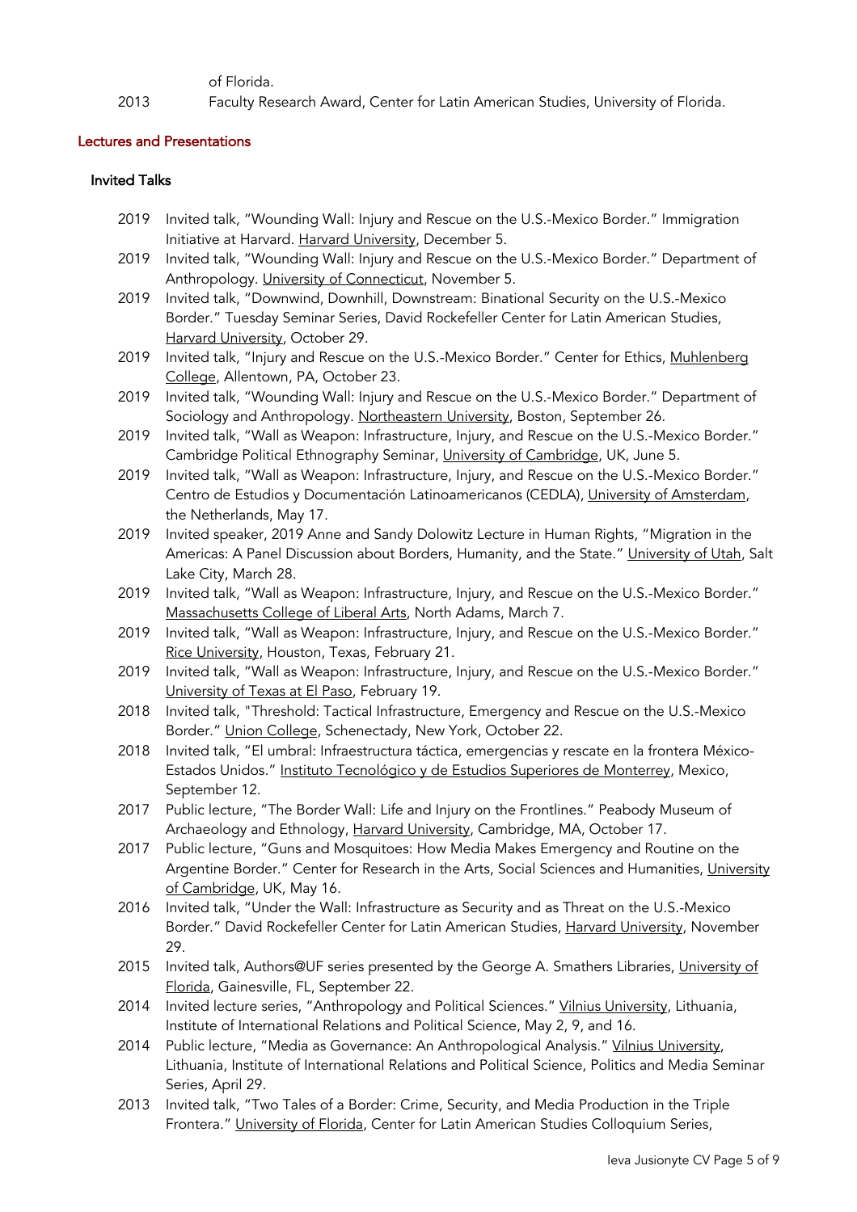of Florida.

2013 Faculty Research Award, Center for Latin American Studies, University of Florida.

## Lectures and Presentations

### Invited Talks

- 2019 Invited talk, "Wounding Wall: Injury and Rescue on the U.S.-Mexico Border." Immigration Initiative at Harvard. Harvard University, December 5.
- 2019 Invited talk, "Wounding Wall: Injury and Rescue on the U.S.-Mexico Border." Department of Anthropology. University of Connecticut, November 5.
- 2019 Invited talk, "Downwind, Downhill, Downstream: Binational Security on the U.S.-Mexico Border." Tuesday Seminar Series, David Rockefeller Center for Latin American Studies, Harvard University, October 29.
- 2019 Invited talk, "Injury and Rescue on the U.S.-Mexico Border." Center for Ethics, Muhlenberg College, Allentown, PA, October 23.
- 2019 Invited talk, "Wounding Wall: Injury and Rescue on the U.S.-Mexico Border." Department of Sociology and Anthropology. Northeastern University, Boston, September 26.
- 2019 Invited talk, "Wall as Weapon: Infrastructure, Injury, and Rescue on the U.S.-Mexico Border." Cambridge Political Ethnography Seminar, University of Cambridge, UK, June 5.
- 2019 Invited talk, "Wall as Weapon: Infrastructure, Injury, and Rescue on the U.S.-Mexico Border." Centro de Estudios y Documentación Latinoamericanos (CEDLA), University of Amsterdam, the Netherlands, May 17.
- 2019 Invited speaker, 2019 Anne and Sandy Dolowitz Lecture in Human Rights, "Migration in the Americas: A Panel Discussion about Borders, Humanity, and the State." University of Utah, Salt Lake City, March 28.
- 2019 Invited talk, "Wall as Weapon: Infrastructure, Injury, and Rescue on the U.S.-Mexico Border." Massachusetts College of Liberal Arts, North Adams, March 7.
- 2019 Invited talk, "Wall as Weapon: Infrastructure, Injury, and Rescue on the U.S.-Mexico Border." Rice University, Houston, Texas, February 21.
- 2019 Invited talk, "Wall as Weapon: Infrastructure, Injury, and Rescue on the U.S.-Mexico Border." University of Texas at El Paso, February 19.
- 2018 Invited talk, "Threshold: Tactical Infrastructure, Emergency and Rescue on the U.S.-Mexico Border." Union College, Schenectady, New York, October 22.
- 2018 Invited talk, "El umbral: Infraestructura táctica, emergencias y rescate en la frontera México-Estados Unidos." Instituto Tecnológico y de Estudios Superiores de Monterrey, Mexico, September 12.
- 2017 Public lecture, "The Border Wall: Life and Injury on the Frontlines." Peabody Museum of Archaeology and Ethnology, Harvard University, Cambridge, MA, October 17.
- 2017 Public lecture, "Guns and Mosquitoes: How Media Makes Emergency and Routine on the Argentine Border." Center for Research in the Arts, Social Sciences and Humanities, University of Cambridge, UK, May 16.
- 2016 Invited talk, "Under the Wall: Infrastructure as Security and as Threat on the U.S.-Mexico Border." David Rockefeller Center for Latin American Studies, Harvard University, November 29.
- 2015 Invited talk, Authors@UF series presented by the George A. Smathers Libraries, University of Florida, Gainesville, FL, September 22.
- 2014 Invited lecture series, "Anthropology and Political Sciences." Vilnius University, Lithuania, Institute of International Relations and Political Science, May 2, 9, and 16.
- 2014 Public lecture, "Media as Governance: An Anthropological Analysis." Vilnius University, Lithuania, Institute of International Relations and Political Science, Politics and Media Seminar Series, April 29.
- 2013 Invited talk, "Two Tales of a Border: Crime, Security, and Media Production in the Triple Frontera." University of Florida, Center for Latin American Studies Colloquium Series,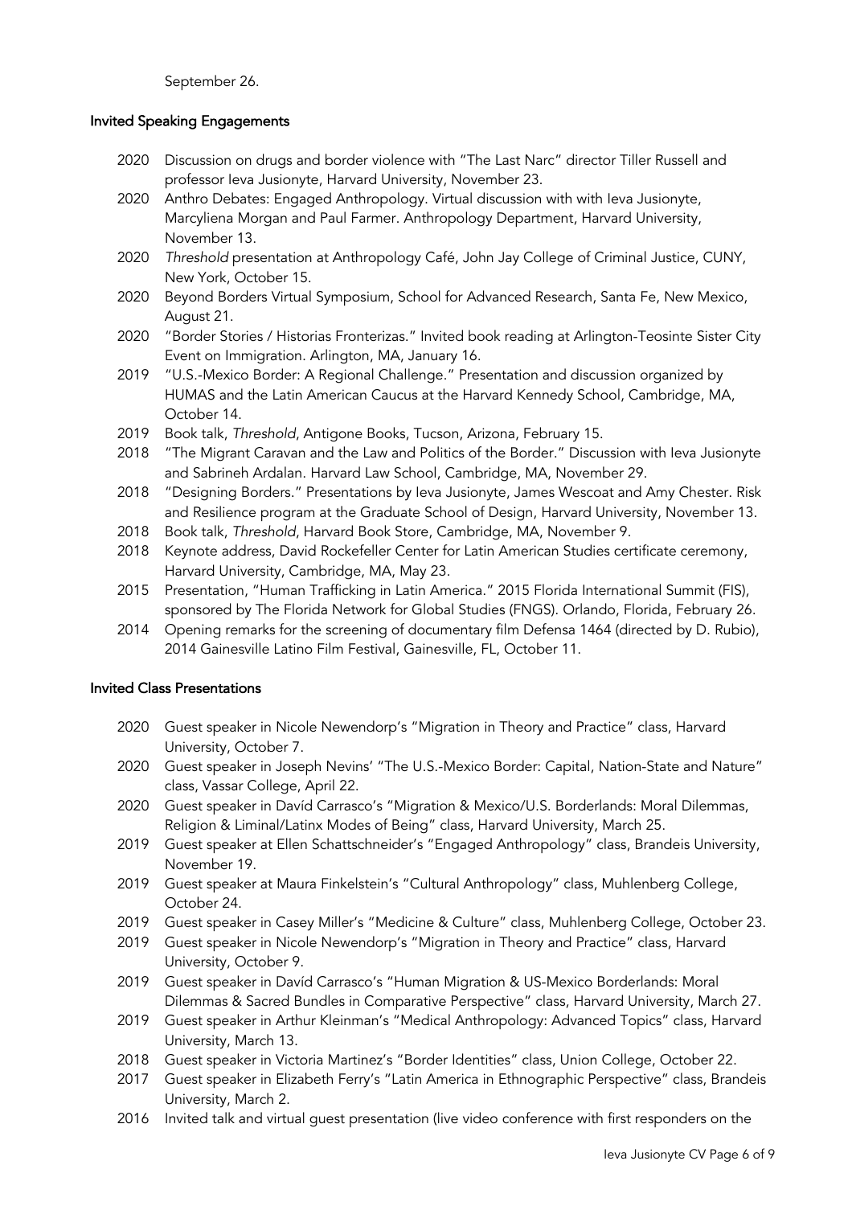September 26.

### Invited Speaking Engagements

- 2020 Discussion on drugs and border violence with "The Last Narc" director Tiller Russell and professor Ieva Jusionyte, Harvard University, November 23.
- 2020 Anthro Debates: Engaged Anthropology. Virtual discussion with with Ieva Jusionyte, Marcyliena Morgan and Paul Farmer. Anthropology Department, Harvard University, November 13.
- 2020 *Threshold* presentation at Anthropology Café, John Jay College of Criminal Justice, CUNY, New York, October 15.
- 2020 Beyond Borders Virtual Symposium, School for Advanced Research, Santa Fe, New Mexico, August 21.
- 2020 "Border Stories / Historias Fronterizas." Invited book reading at Arlington-Teosinte Sister City Event on Immigration. Arlington, MA, January 16.
- 2019 "U.S.-Mexico Border: A Regional Challenge." Presentation and discussion organized by HUMAS and the Latin American Caucus at the Harvard Kennedy School, Cambridge, MA, October 14.
- 2019 Book talk, *Threshold*, Antigone Books, Tucson, Arizona, February 15.
- 2018 "The Migrant Caravan and the Law and Politics of the Border." Discussion with Ieva Jusionyte and Sabrineh Ardalan. Harvard Law School, Cambridge, MA, November 29.
- 2018 "Designing Borders." Presentations by Ieva Jusionyte, James Wescoat and Amy Chester. Risk and Resilience program at the Graduate School of Design, Harvard University, November 13.
- 2018 Book talk, *Threshold*, Harvard Book Store, Cambridge, MA, November 9.
- 2018 Keynote address, David Rockefeller Center for Latin American Studies certificate ceremony, Harvard University, Cambridge, MA, May 23.
- 2015 Presentation, "Human Trafficking in Latin America." 2015 Florida International Summit (FIS), sponsored by The Florida Network for Global Studies (FNGS). Orlando, Florida, February 26.
- 2014 Opening remarks for the screening of documentary film Defensa 1464 (directed by D. Rubio), 2014 Gainesville Latino Film Festival, Gainesville, FL, October 11.

### Invited Class Presentations

- 2020 Guest speaker in Nicole Newendorp's "Migration in Theory and Practice" class, Harvard University, October 7.
- 2020 Guest speaker in Joseph Nevins' "The U.S.-Mexico Border: Capital, Nation-State and Nature" class, Vassar College, April 22.
- 2020 Guest speaker in Davíd Carrasco's "Migration & Mexico/U.S. Borderlands: Moral Dilemmas, Religion & Liminal/Latinx Modes of Being" class, Harvard University, March 25.
- 2019 Guest speaker at Ellen Schattschneider's "Engaged Anthropology" class, Brandeis University, November 19.
- 2019 Guest speaker at Maura Finkelstein's "Cultural Anthropology" class, Muhlenberg College, October 24.
- 2019 Guest speaker in Casey Miller's "Medicine & Culture" class, Muhlenberg College, October 23.
- 2019 Guest speaker in Nicole Newendorp's "Migration in Theory and Practice" class, Harvard University, October 9.
- 2019 Guest speaker in Davíd Carrasco's "Human Migration & US-Mexico Borderlands: Moral Dilemmas & Sacred Bundles in Comparative Perspective" class, Harvard University, March 27.
- 2019 Guest speaker in Arthur Kleinman's "Medical Anthropology: Advanced Topics" class, Harvard University, March 13.
- 2018 Guest speaker in Victoria Martinez's "Border Identities" class, Union College, October 22.
- 2017 Guest speaker in Elizabeth Ferry's "Latin America in Ethnographic Perspective" class, Brandeis University, March 2.
- 2016 Invited talk and virtual guest presentation (live video conference with first responders on the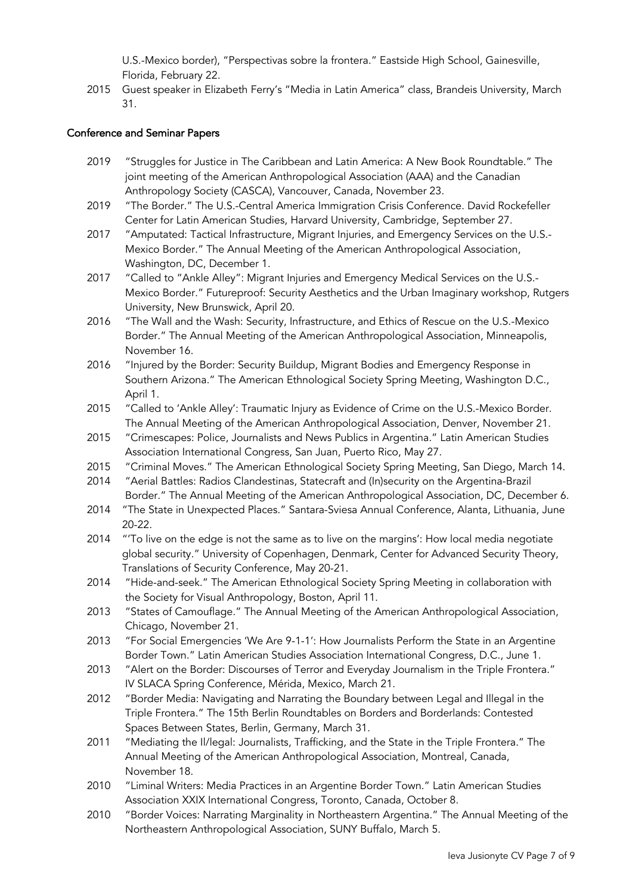U.S.-Mexico border), "Perspectivas sobre la frontera." Eastside High School, Gainesville, Florida, February 22.

2015 Guest speaker in Elizabeth Ferry's "Media in Latin America" class, Brandeis University, March 31.

### Conference and Seminar Papers

2019 "Struggles for Justice in The Caribbean and Latin America: A New Book Roundtable." The joint meeting of the American Anthropological Association (AAA) and the Canadian Anthropology Society (CASCA), Vancouver, Canada, November 23.

2019 "The Border." The U.S.-Central America Immigration Crisis Conference. David Rockefeller Center for Latin American Studies, Harvard University, Cambridge, September 27.

2017 "Amputated: Tactical Infrastructure, Migrant Injuries, and Emergency Services on the U.S.-Mexico Border." The Annual Meeting of the American Anthropological Association, Washington, DC, December 1.

2017 "Called to "Ankle Alley": Migrant Injuries and Emergency Medical Services on the U.S.-Mexico Border." Futureproof: Security Aesthetics and the Urban Imaginary workshop, Rutgers University, New Brunswick, April 20.

2016 "The Wall and the Wash: Security, Infrastructure, and Ethics of Rescue on the U.S.-Mexico Border." The Annual Meeting of the American Anthropological Association, Minneapolis, November 16.

2016 "Injured by the Border: Security Buildup, Migrant Bodies and Emergency Response in Southern Arizona." The American Ethnological Society Spring Meeting, Washington D.C., April 1.

2015 "Called to 'Ankle Alley': Traumatic Injury as Evidence of Crime on the U.S.-Mexico Border. The Annual Meeting of the American Anthropological Association, Denver, November 21.

2015 "Crimescapes: Police, Journalists and News Publics in Argentina." Latin American Studies Association International Congress, San Juan, Puerto Rico, May 27.

2015 "Criminal Moves." The American Ethnological Society Spring Meeting, San Diego, March 14.

2014 "Aerial Battles: Radios Clandestinas, Statecraft and (In)security on the Argentina-Brazil Border." The Annual Meeting of the American Anthropological Association, DC, December 6.

2014 "The State in Unexpected Places." Santara-Sviesa Annual Conference, Alanta, Lithuania, June 20-22.

2014 "'To live on the edge is not the same as to live on the margins': How local media negotiate global security." University of Copenhagen, Denmark, Center for Advanced Security Theory, Translations of Security Conference, May 20-21.

2014 "Hide-and-seek." The American Ethnological Society Spring Meeting in collaboration with the Society for Visual Anthropology, Boston, April 11.

2013 "States of Camouflage." The Annual Meeting of the American Anthropological Association, Chicago, November 21.

2013 "For Social Emergencies 'We Are 9-1-1': How Journalists Perform the State in an Argentine Border Town." Latin American Studies Association International Congress, D.C., June 1.

2013 "Alert on the Border: Discourses of Terror and Everyday Journalism in the Triple Frontera." IV SLACA Spring Conference, Mérida, Mexico, March 21.

2012 "Border Media: Navigating and Narrating the Boundary between Legal and Illegal in the Triple Frontera." The 15th Berlin Roundtables on Borders and Borderlands: Contested Spaces Between States, Berlin, Germany, March 31.

2011 "Mediating the Il/legal: Journalists, Trafficking, and the State in the Triple Frontera." The Annual Meeting of the American Anthropological Association, Montreal, Canada, November 18.

2010 "Liminal Writers: Media Practices in an Argentine Border Town." Latin American Studies Association XXIX International Congress, Toronto, Canada, October 8.

2010 "Border Voices: Narrating Marginality in Northeastern Argentina." The Annual Meeting of the Northeastern Anthropological Association, SUNY Buffalo, March 5.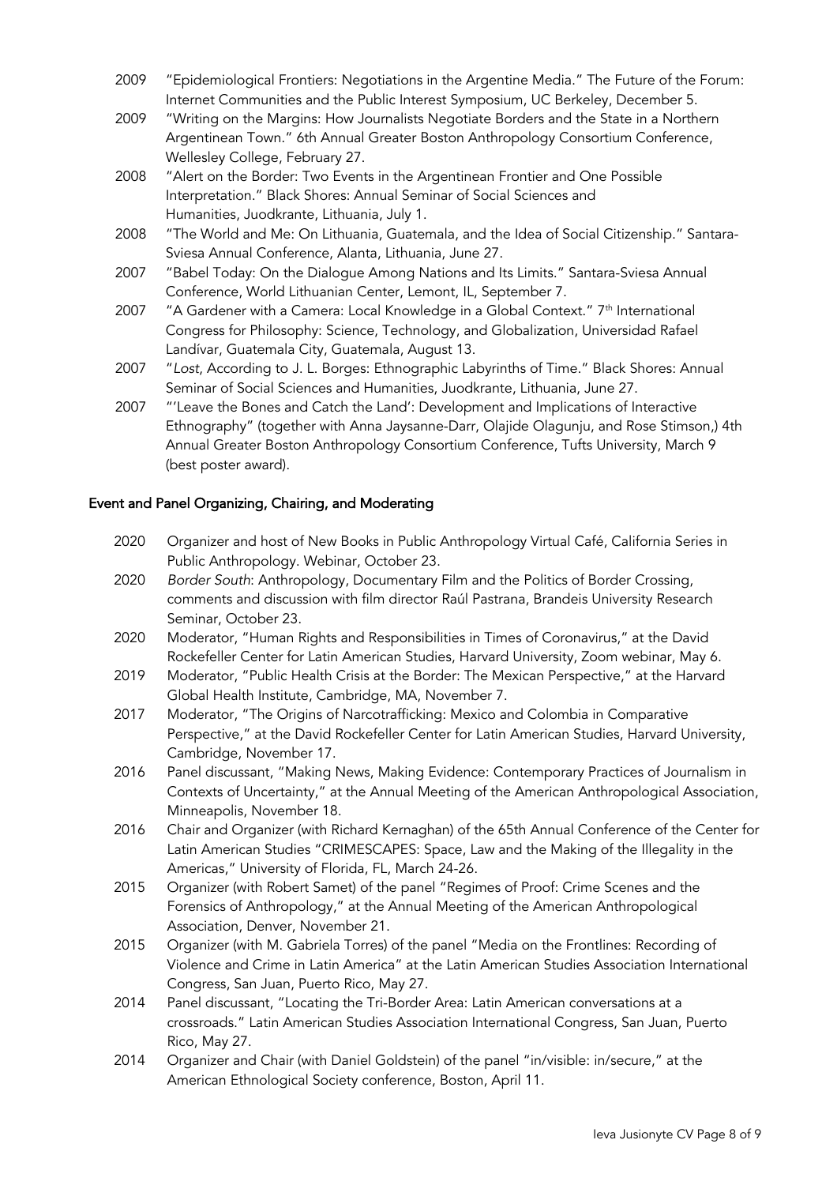2009 "Epidemiological Frontiers: Negotiations in the Argentine Media." The Future of the Forum: Internet Communities and the Public Interest Symposium, UC Berkeley, December 5.

2009 "Writing on the Margins: How Journalists Negotiate Borders and the State in a Northern Argentinean Town." 6th Annual Greater Boston Anthropology Consortium Conference, Wellesley College, February 27.

2008 "Alert on the Border: Two Events in the Argentinean Frontier and One Possible Interpretation." Black Shores: Annual Seminar of Social Sciences and Humanities, Juodkrante, Lithuania, July 1.

2008 "The World and Me: On Lithuania, Guatemala, and the Idea of Social Citizenship." Santara-Sviesa Annual Conference, Alanta, Lithuania, June 27.

2007 "Babel Today: On the Dialogue Among Nations and Its Limits." Santara-Sviesa Annual Conference, World Lithuanian Center, Lemont, IL, September 7.

2007 "A Gardener with a Camera: Local Knowledge in a Global Context." 7th International Congress for Philosophy: Science, Technology, and Globalization, Universidad Rafael Landívar, Guatemala City, Guatemala, August 13.

2007 "*Lost*, According to J. L. Borges: Ethnographic Labyrinths of Time." Black Shores: Annual Seminar of Social Sciences and Humanities, Juodkrante, Lithuania, June 27.

2007 "'Leave the Bones and Catch the Land': Development and Implications of Interactive Ethnography" (together with Anna Jaysanne-Darr, Olajide Olagunju, and Rose Stimson,) 4th Annual Greater Boston Anthropology Consortium Conference, Tufts University, March 9 (best poster award).

## Event and Panel Organizing, Chairing, and Moderating

2020 Organizer and host of New Books in Public Anthropology Virtual Café, California Series in Public Anthropology. Webinar, October 23.

2020 *Border South*: Anthropology, Documentary Film and the Politics of Border Crossing, comments and discussion with film director Raúl Pastrana, Brandeis University Research Seminar, October 23.

2020 Moderator, "Human Rights and Responsibilities in Times of Coronavirus," at the David Rockefeller Center for Latin American Studies, Harvard University, Zoom webinar, May 6.

2019 Moderator, "Public Health Crisis at the Border: The Mexican Perspective," at the Harvard Global Health Institute, Cambridge, MA, November 7.

2017 Moderator, "The Origins of Narcotrafficking: Mexico and Colombia in Comparative Perspective," at the David Rockefeller Center for Latin American Studies, Harvard University, Cambridge, November 17.

2016 Panel discussant, "Making News, Making Evidence: Contemporary Practices of Journalism in Contexts of Uncertainty," at the Annual Meeting of the American Anthropological Association, Minneapolis, November 18.

2016 Chair and Organizer (with Richard Kernaghan) of the 65th Annual Conference of the Center for Latin American Studies "CRIMESCAPES: Space, Law and the Making of the Illegality in the Americas," University of Florida, FL, March 24-26.

2015 Organizer (with Robert Samet) of the panel "Regimes of Proof: Crime Scenes and the Forensics of Anthropology," at the Annual Meeting of the American Anthropological Association, Denver, November 21.

2015 Organizer (with M. Gabriela Torres) of the panel "Media on the Frontlines: Recording of Violence and Crime in Latin America" at the Latin American Studies Association International Congress, San Juan, Puerto Rico, May 27.

2014 Panel discussant, "Locating the Tri-Border Area: Latin American conversations at a crossroads." Latin American Studies Association International Congress, San Juan, Puerto Rico, May 27.

2014 Organizer and Chair (with Daniel Goldstein) of the panel "in/visible: in/secure," at the American Ethnological Society conference, Boston, April 11.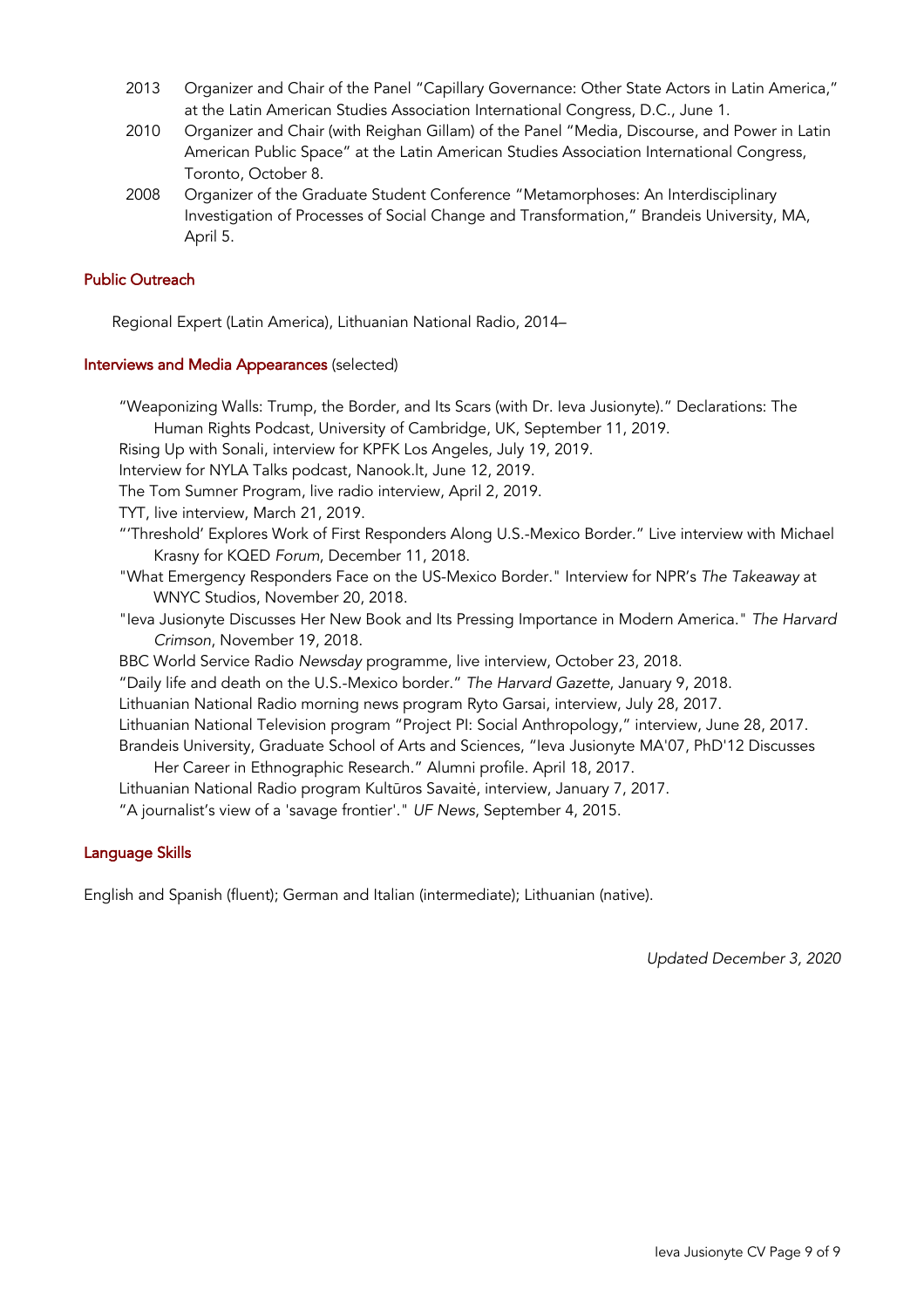2013 Organizer and Chair of the Panel "Capillary Governance: Other State Actors in Latin America," at the Latin American Studies Association International Congress, D.C., June 1.

2010 Organizer and Chair (with Reighan Gillam) of the Panel "Media, Discourse, and Power in Latin American Public Space" at the Latin American Studies Association International Congress, Toronto, October 8.

2008 Organizer of the Graduate Student Conference "Metamorphoses: An Interdisciplinary Investigation of Processes of Social Change and Transformation," Brandeis University, MA, April 5.

## Public Outreach

Regional Expert (Latin America), Lithuanian National Radio, 2014–

## Interviews and Media Appearances (selected)

"Weaponizing Walls: Trump, the Border, and Its Scars (with Dr. Ieva Jusionyte)." Declarations: The Human Rights Podcast, University of Cambridge, UK, September 11, 2019.

Rising Up with Sonali, interview for KPFK Los Angeles, July 19, 2019.

Interview for NYLA Talks podcast, Nanook.lt, June 12, 2019.

The Tom Sumner Program, live radio interview, April 2, 2019.

TYT, live interview, March 21, 2019.

"'Threshold' Explores Work of First Responders Along U.S.-Mexico Border." Live interview with Michael Krasny for KQED *Forum*, December 11, 2018.

"What Emergency Responders Face on the US-Mexico Border." Interview for NPR's *The Takeaway* at WNYC Studios, November 20, 2018.

"Ieva Jusionyte Discusses Her New Book and Its Pressing Importance in Modern America." *The Harvard Crimson*, November 19, 2018.

BBC World Service Radio *Newsday* programme, live interview, October 23, 2018.

"Daily life and death on the U.S.-Mexico border." *The Harvard Gazette*, January 9, 2018.

Lithuanian National Radio morning news program Ryto Garsai, interview, July 28, 2017.

Lithuanian National Television program "Project PI: Social Anthropology," interview, June 28, 2017.

Brandeis University, Graduate School of Arts and Sciences, "Ieva Jusionyte MA'07, PhD'12 Discusses Her Career in Ethnographic Research." Alumni profile. April 18, 2017.

Lithuanian National Radio program Kultūros Savaitė, interview, January 7, 2017.

"A journalist's view of a 'savage frontier'." *UF News*, September 4, 2015.

## Language Skills

English and Spanish (fluent); German and Italian (intermediate); Lithuanian (native).

*Updated December 3, 2020*